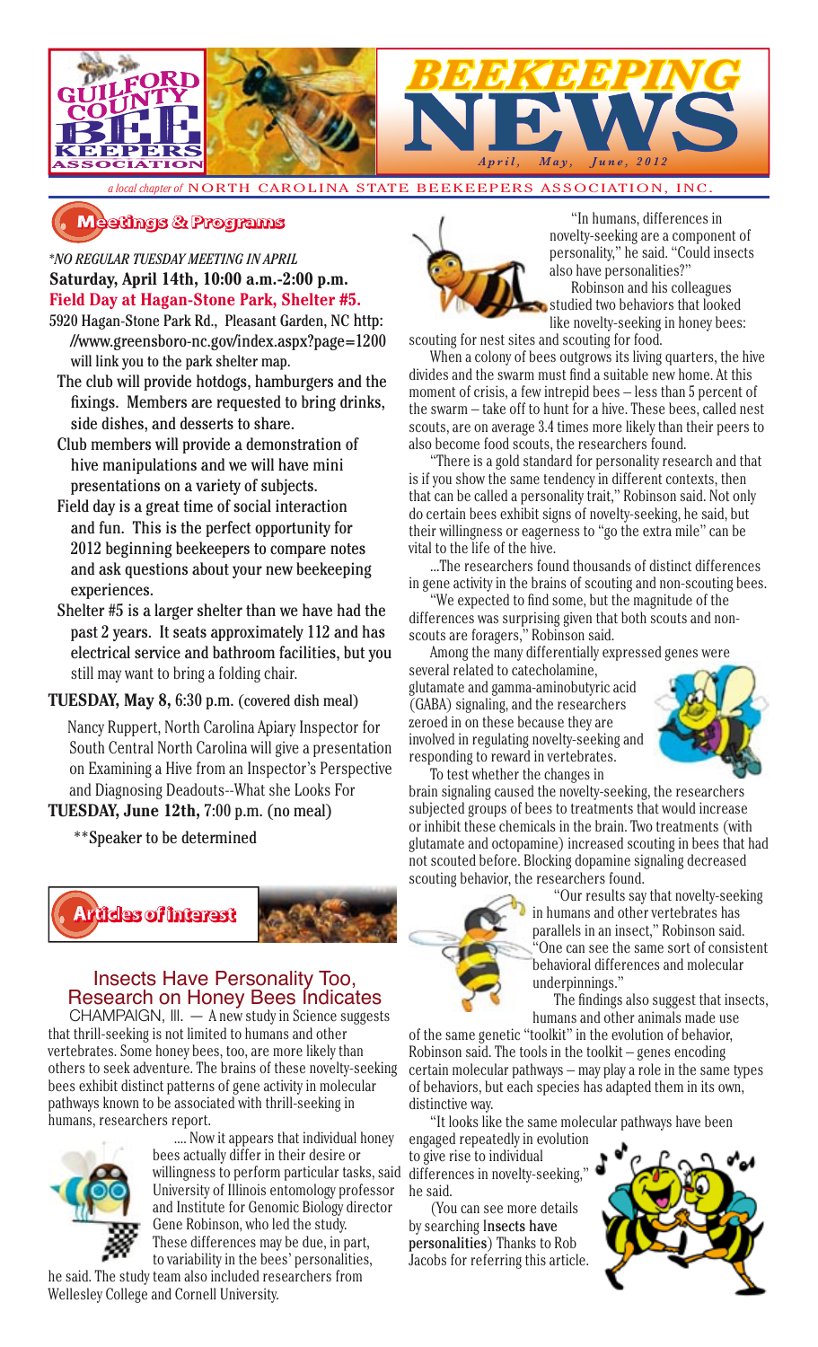# GUILFORD COUNTY BEE KEEPERS ASSOCIATION

# BEEKEEPING NEWS

*April, May, June, 2012*

*a local chapter of* NORTH CAROLINA STATE BEEKEEPERS ASSOCIATION, INC.

## Meetings & Programs

*\*NO REGULAR TUESDAY MEETING IN APRIL*

**Saturday, April 14th, 10:00 a.m.-2:00 p.m.**

**Field Day at Hagan-Stone Park, Shelter #5.**

5920 Hagan-Stone Park Rd., Pleasant Garden, NC http://www.greensboro-nc.gov/index.aspx?page=1200 will link you to the park shelter map.

The club will provide hotdogs, hamburgers and the fixings. Members are requested to bring drinks, side dishes, and desserts to share.

Club members will provide a demonstration of hive manipulations and we will have mini presentations on a variety of subjects.

Field day is a great time of social interaction and fun. This is the perfect opportunity for 2012 beginning beekeepers to compare notes and ask questions about your new beekeeping experiences.

Shelter #5 is a larger shelter than we have had the past 2 years. It seats approximately 112 and has electrical service and bathroom facilities, but you still may want to bring a folding chair.

**TUESDAY, May 8,** 6:30 p.m. (covered dish meal)

Nancy Ruppert, North Carolina Apiary Inspector for South Central North Carolina will give a presentation on Examining a Hive from an Inspector's Perspective and Diagnosing Deadouts--What she Looks For

**TUESDAY, June 12th,** 7:00 p.m. (no meal)

\*\*Speaker to be determined

## Articles of Interest

### Insects Have Personality Too, Research on Honey Bees Indicates

CHAMPAIGN, Ill. — A new study in Science suggests that thrill-seeking is not limited to humans and other vertebrates. Some honey bees, too, are more likely than others to seek adventure. The brains of these novelty-seeking bees exhibit distinct patterns of gene activity in molecular pathways known to be associated with thrill-seeking in humans, researchers report.

.... Now it appears that individual honey bees actually differ in their desire or willingness to perform particular tasks, said University of Illinois entomology professor and Institute for Genomic Biology director Gene Robinson, who led the study. These differences may be due, in part, to variability in the bees' personalities, he said. The study team also included researchers from Wellesley College and Cornell University.

"In humans, differences in novelty-seeking are a component of personality," he said. "Could insects also have personalities?"

Robinson and his colleagues studied two behaviors that looked like novelty-seeking in honey bees: scouting for nest sites and scouting for food.

When a colony of bees outgrows its living quarters, the hive divides and the swarm must find a suitable new home. At this moment of crisis, a few intrepid bees – less than 5 percent of the swarm – take off to hunt for a hive. These bees, called nest scouts, are on average 3.4 times more likely than their peers to also become food scouts, the researchers found.

"There is a gold standard for personality research and that is if you show the same tendency in different contexts, then that can be called a personality trait," Robinson said. Not only do certain bees exhibit signs of novelty-seeking, he said, but their willingness or eagerness to "go the extra mile" can be vital to the life of the hive.

...The researchers found thousands of distinct differences in gene activity in the brains of scouting and non-scouting bees.

"We expected to find some, but the magnitude of the differences was surprising given that both scouts and non-scouts are foragers," Robinson said.

Among the many differentially expressed genes were several related to catecholamine, glutamate and gamma-aminobutyric acid (GABA) signaling, and the researchers zeroed in on these because they are involved in regulating novelty-seeking and responding to reward in vertebrates.

To test whether the changes in brain signaling caused the novelty-seeking, the researchers subjected groups of bees to treatments that would increase or inhibit these chemicals in the brain. Two treatments (with glutamate and octopamine) increased scouting in bees that had not scouted before. Blocking dopamine signaling decreased scouting behavior, the researchers found.

"Our results say that novelty-seeking in humans and other vertebrates has parallels in an insect," Robinson said. "One can see the same sort of consistent behavioral differences and molecular underpinnings."

The findings also suggest that insects, humans and other animals made use of the same genetic "toolkit" in the evolution of behavior, Robinson said. The tools in the toolkit – genes encoding certain molecular pathways – may play a role in the same types of behaviors, but each species has adapted them in its own, distinctive way.

"It looks like the same molecular pathways have been engaged repeatedly in evolution to give rise to individual differences in novelty-seeking," he said.

(You can see more details by searching **Insects have personalities**) Thanks to Rob Jacobs for referring this article.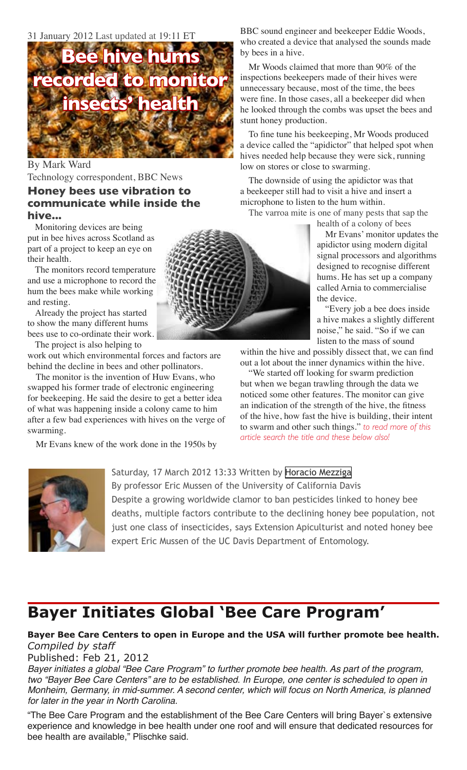31 January 2012 Last updated at 19:11 ET

# Bee hive hums recorded to monitor insects' health

By Mark Ward
Technology correspondent, BBC News

### Honey bees use vibration to communicate while inside the hive...

Monitoring devices are being put in bee hives across Scotland as part of a project to keep an eye on their health.

The monitors record temperature and use a microphone to record the hum the bees make while working and resting.

Already the project has started to show the many different hums bees use to co-ordinate their work.

The project is also helping to work out which environmental forces and factors are behind the decline in bees and other pollinators.

The monitor is the invention of Huw Evans, who swapped his former trade of electronic engineering for beekeeping. He said the desire to get a better idea of what was happening inside a colony came to him after a few bad experiences with hives on the verge of swarming.

Mr Evans knew of the work done in the 1950s by BBC sound engineer and beekeeper Eddie Woods, who created a device that analysed the sounds made by bees in a hive.

Mr Woods claimed that more than 90% of the inspections beekeepers made of their hives were unnecessary because, most of the time, the bees were fine. In those cases, all a beekeeper did when he looked through the combs was upset the bees and stunt honey production.

To fine tune his beekeeping, Mr Woods produced a device called the "apidictor" that helped spot when hives needed help because they were sick, running low on stores or close to swarming.

The downside of using the apidictor was that a beekeeper still had to visit a hive and insert a microphone to listen to the hum within.

The varroa mite is one of many pests that sap the health of a colony of bees

Mr Evans' monitor updates the apidictor using modern digital signal processors and algorithms designed to recognise different hums. He has set up a company called Arnia to commercialise the device.

"Every job a bee does inside a hive makes a slightly different noise," he said. "So if we can listen to the mass of sound within the hive and possibly dissect that, we can find out a lot about the inner dynamics within the hive.

"We started off looking for swarm prediction but when we began trawling through the data we noticed some other features. The monitor can give an indication of the strength of the hive, the fitness of the hive, how fast the hive is building, their intent to swarm and other such things." *to read more of this article search the title and these below also!*

Saturday, 17 March 2012 13:33 Written by Horacio Mezziga

By professor Eric Mussen of the University of California Davis

Despite a growing worldwide clamor to ban pesticides linked to honey bee deaths, multiple factors contribute to the declining honey bee population, not just one class of insecticides, says Extension Apiculturist and noted honey bee expert Eric Mussen of the UC Davis Department of Entomology.

## Bayer Initiates Global 'Bee Care Program'

**Bayer Bee Care Centers to open in Europe and the USA will further promote bee health.**

*Compiled by staff*

Published: Feb 21, 2012

*Bayer initiates a global "Bee Care Program" to further promote bee health. As part of the program, two "Bayer Bee Care Centers" are to be established. In Europe, one center is scheduled to open in Monheim, Germany, in mid-summer. A second center, which will focus on North America, is planned for later in the year in North Carolina.*

"The Bee Care Program and the establishment of the Bee Care Centers will bring Bayer`s extensive experience and knowledge in bee health under one roof and will ensure that dedicated resources for bee health are available," Plischke said.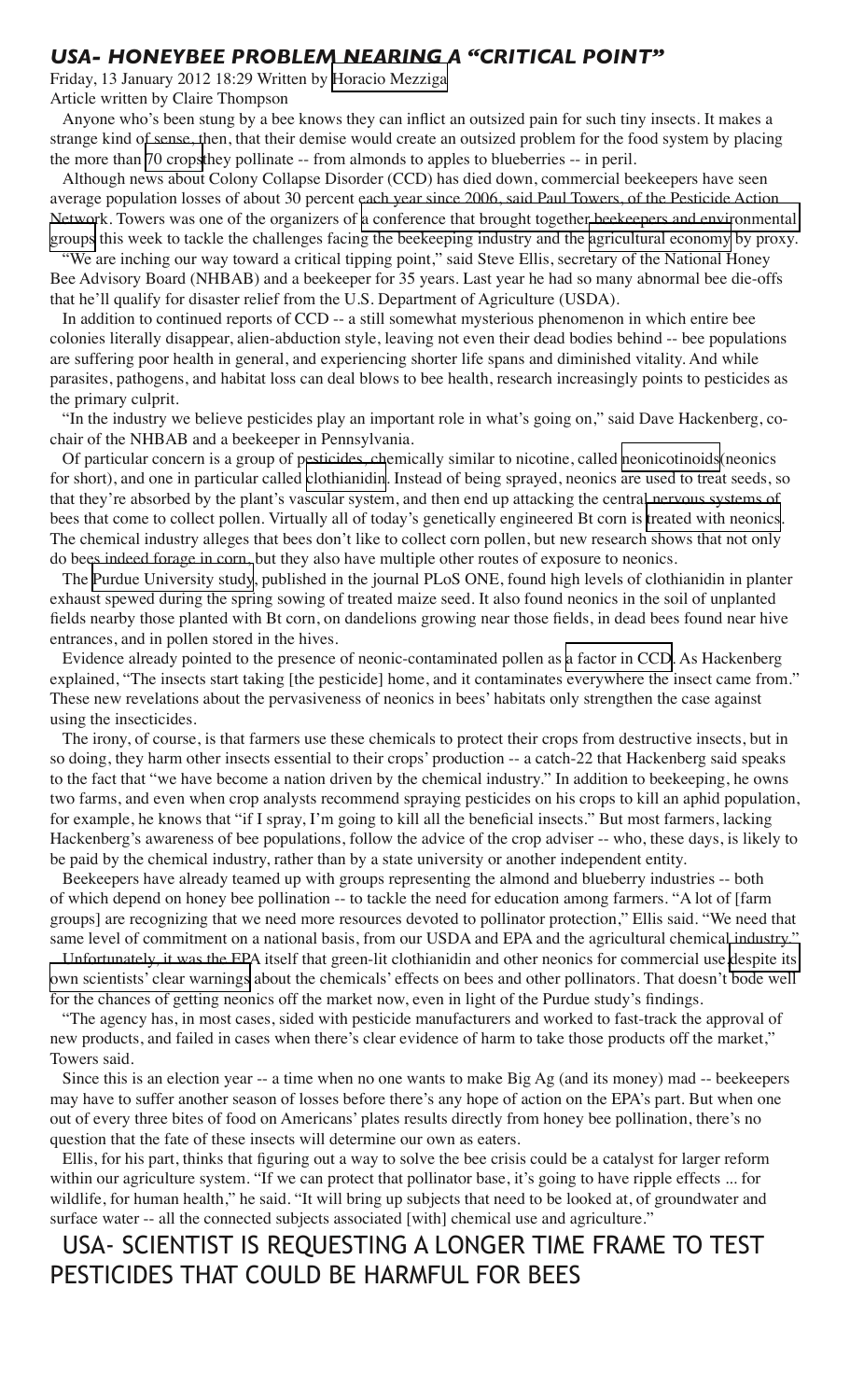## *USA- HONEYBEE PROBLEM NEARING A "CRITICAL POINT"*

Friday, 13 January 2012 18:29 Written by Horacio Mezziga
Article written by Claire Thompson

Anyone who's been stung by a bee knows they can inflict an outsized pain for such tiny insects. It makes a strange kind of sense, then, that their demise would create an outsized problem for the food system by placing the more than 70 crops they pollinate -- from almonds to apples to blueberries -- in peril.

Although news about Colony Collapse Disorder (CCD) has died down, commercial beekeepers have seen average population losses of about 30 percent each year since 2006, said Paul Towers, of the Pesticide Action Network. Towers was one of the organizers of a conference that brought together beekeepers and environmental groups this week to tackle the challenges facing the beekeeping industry and the agricultural economy by proxy.

"We are inching our way toward a critical tipping point," said Steve Ellis, secretary of the National Honey Bee Advisory Board (NHBAB) and a beekeeper for 35 years. Last year he had so many abnormal bee die-offs that he'll qualify for disaster relief from the U.S. Department of Agriculture (USDA).

In addition to continued reports of CCD -- a still somewhat mysterious phenomenon in which entire bee colonies literally disappear, alien-abduction style, leaving not even their dead bodies behind -- bee populations are suffering poor health in general, and experiencing shorter life spans and diminished vitality. And while parasites, pathogens, and habitat loss can deal blows to bee health, research increasingly points to pesticides as the primary culprit.

"In the industry we believe pesticides play an important role in what's going on," said Dave Hackenberg, co-chair of the NHBAB and a beekeeper in Pennsylvania.

Of particular concern is a group of pesticides, chemically similar to nicotine, called neonicotinoids (neonics for short), and one in particular called clothianidin. Instead of being sprayed, neonics are used to treat seeds, so that they're absorbed by the plant's vascular system, and then end up attacking the central nervous systems of bees that come to collect pollen. Virtually all of today's genetically engineered Bt corn is treated with neonics. The chemical industry alleges that bees don't like to collect corn pollen, but new research shows that not only do bees indeed forage in corn, but they also have multiple other routes of exposure to neonics.

The Purdue University study, published in the journal PLoS ONE, found high levels of clothianidin in planter exhaust spewed during the spring sowing of treated maize seed. It also found neonics in the soil of unplanted fields nearby those planted with Bt corn, on dandelions growing near those fields, in dead bees found near hive entrances, and in pollen stored in the hives.

Evidence already pointed to the presence of neonic-contaminated pollen as a factor in CCD. As Hackenberg explained, "The insects start taking [the pesticide] home, and it contaminates everywhere the insect came from." These new revelations about the pervasiveness of neonics in bees' habitats only strengthen the case against using the insecticides.

The irony, of course, is that farmers use these chemicals to protect their crops from destructive insects, but in so doing, they harm other insects essential to their crops' production -- a catch-22 that Hackenberg said speaks to the fact that "we have become a nation driven by the chemical industry." In addition to beekeeping, he owns two farms, and even when crop analysts recommend spraying pesticides on his crops to kill an aphid population, for example, he knows that "if I spray, I'm going to kill all the beneficial insects." But most farmers, lacking Hackenberg's awareness of bee populations, follow the advice of the crop adviser -- who, these days, is likely to be paid by the chemical industry, rather than by a state university or another independent entity.

Beekeepers have already teamed up with groups representing the almond and blueberry industries -- both of which depend on honey bee pollination -- to tackle the need for education among farmers. "A lot of [farm groups] are recognizing that we need more resources devoted to pollinator protection," Ellis said. "We need that same level of commitment on a national basis, from our USDA and EPA and the agricultural chemical industry."

Unfortunately, it was the EPA itself that green-lit clothianidin and other neonics for commercial use despite its own scientists' clear warnings about the chemicals' effects on bees and other pollinators. That doesn't bode well for the chances of getting neonics off the market now, even in light of the Purdue study's findings.

"The agency has, in most cases, sided with pesticide manufacturers and worked to fast-track the approval of new products, and failed in cases when there's clear evidence of harm to take those products off the market," Towers said.

Since this is an election year -- a time when no one wants to make Big Ag (and its money) mad -- beekeepers may have to suffer another season of losses before there's any hope of action on the EPA's part. But when one out of every three bites of food on Americans' plates results directly from honey bee pollination, there's no question that the fate of these insects will determine our own as eaters.

Ellis, for his part, thinks that figuring out a way to solve the bee crisis could be a catalyst for larger reform within our agriculture system. "If we can protect that pollinator base, it's going to have ripple effects ... for wildlife, for human health," he said. "It will bring up subjects that need to be looked at, of groundwater and surface water -- all the connected subjects associated [with] chemical use and agriculture."

## USA- SCIENTIST IS REQUESTING A LONGER TIME FRAME TO TEST PESTICIDES THAT COULD BE HARMFUL FOR BEES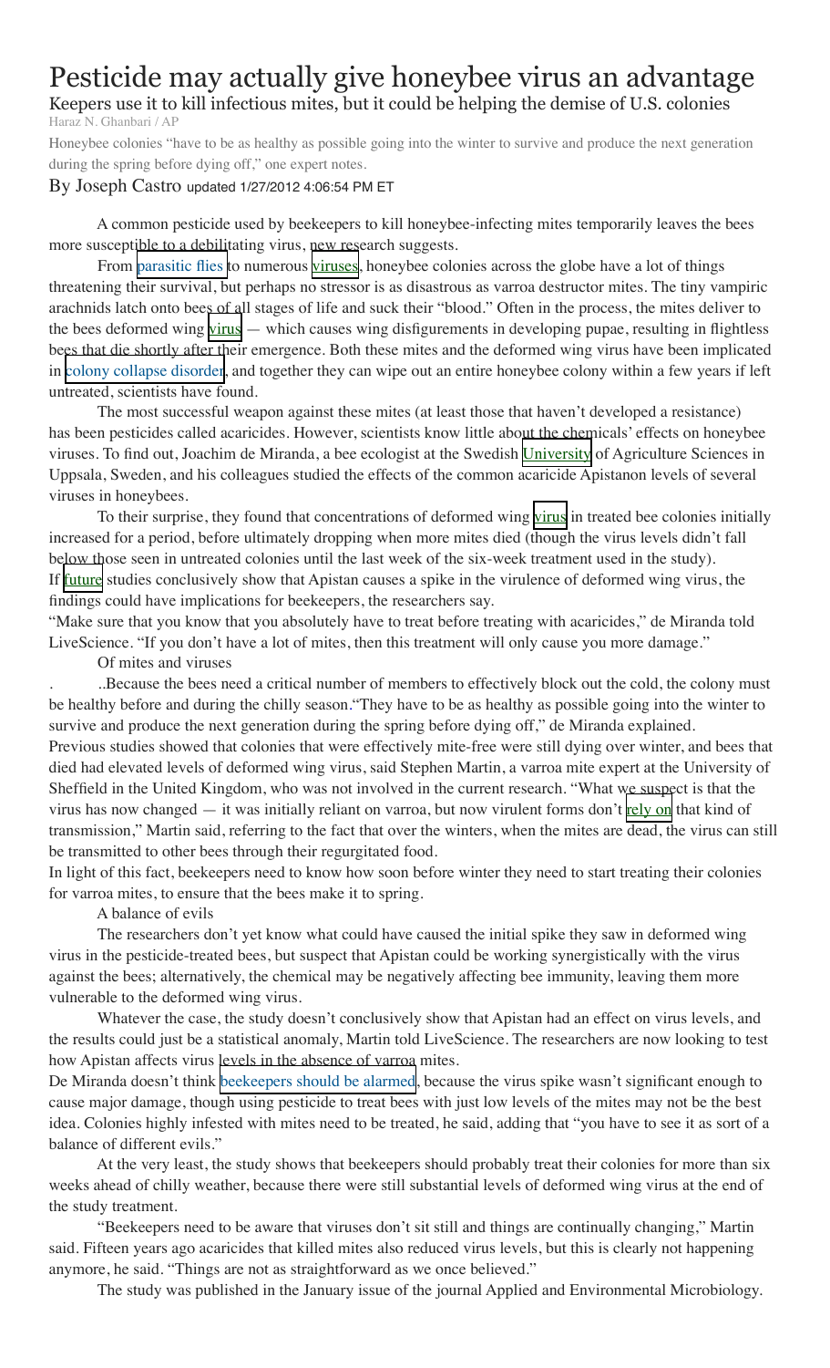# Pesticide may actually give honeybee virus an advantage

## Keepers use it to kill infectious mites, but it could be helping the demise of U.S. colonies

Haraz N. Ghanbari / AP

Honeybee colonies "have to be as healthy as possible going into the winter to survive and produce the next generation during the spring before dying off," one expert notes.

By Joseph Castro updated 1/27/2012 4:06:54 PM ET

A common pesticide used by beekeepers to kill honeybee-infecting mites temporarily leaves the bees more susceptible to a debilitating virus, new research suggests.

From parasitic flies to numerous viruses, honeybee colonies across the globe have a lot of things threatening their survival, but perhaps no stressor is as disastrous as varroa destructor mites. The tiny vampiric arachnids latch onto bees of all stages of life and suck their "blood." Often in the process, the mites deliver to the bees deformed wing virus — which causes wing disfigurements in developing pupae, resulting in flightless bees that die shortly after their emergence. Both these mites and the deformed wing virus have been implicated in colony collapse disorder, and together they can wipe out an entire honeybee colony within a few years if left untreated, scientists have found.

The most successful weapon against these mites (at least those that haven't developed a resistance) has been pesticides called acaricides. However, scientists know little about the chemicals' effects on honeybee viruses. To find out, Joachim de Miranda, a bee ecologist at the Swedish University of Agriculture Sciences in Uppsala, Sweden, and his colleagues studied the effects of the common acaricide Apistanon levels of several viruses in honeybees.

To their surprise, they found that concentrations of deformed wing virus in treated bee colonies initially increased for a period, before ultimately dropping when more mites died (though the virus levels didn't fall below those seen in untreated colonies until the last week of the six-week treatment used in the study). If future studies conclusively show that Apistan causes a spike in the virulence of deformed wing virus, the findings could have implications for beekeepers, the researchers say.

"Make sure that you know that you absolutely have to treat before treating with acaricides," de Miranda told LiveScience. "If you don't have a lot of mites, then this treatment will only cause you more damage."

Of mites and viruses

. ..Because the bees need a critical number of members to effectively block out the cold, the colony must be healthy before and during the chilly season."They have to be as healthy as possible going into the winter to survive and produce the next generation during the spring before dying off," de Miranda explained.

Previous studies showed that colonies that were effectively mite-free were still dying over winter, and bees that died had elevated levels of deformed wing virus, said Stephen Martin, a varroa mite expert at the University of Sheffield in the United Kingdom, who was not involved in the current research. "What we suspect is that the virus has now changed — it was initially reliant on varroa, but now virulent forms don't rely on that kind of transmission," Martin said, referring to the fact that over the winters, when the mites are dead, the virus can still be transmitted to other bees through their regurgitated food.

In light of this fact, beekeepers need to know how soon before winter they need to start treating their colonies for varroa mites, to ensure that the bees make it to spring.

A balance of evils

The researchers don't yet know what could have caused the initial spike they saw in deformed wing virus in the pesticide-treated bees, but suspect that Apistan could be working synergistically with the virus against the bees; alternatively, the chemical may be negatively affecting bee immunity, leaving them more vulnerable to the deformed wing virus.

Whatever the case, the study doesn't conclusively show that Apistan had an effect on virus levels, and the results could just be a statistical anomaly, Martin told LiveScience. The researchers are now looking to test how Apistan affects virus levels in the absence of varroa mites.

De Miranda doesn't think beekeepers should be alarmed, because the virus spike wasn't significant enough to cause major damage, though using pesticide to treat bees with just low levels of the mites may not be the best idea. Colonies highly infested with mites need to be treated, he said, adding that "you have to see it as sort of a balance of different evils."

At the very least, the study shows that beekeepers should probably treat their colonies for more than six weeks ahead of chilly weather, because there were still substantial levels of deformed wing virus at the end of the study treatment.

"Beekeepers need to be aware that viruses don't sit still and things are continually changing," Martin said. Fifteen years ago acaricides that killed mites also reduced virus levels, but this is clearly not happening anymore, he said. "Things are not as straightforward as we once believed."

The study was published in the January issue of the journal Applied and Environmental Microbiology.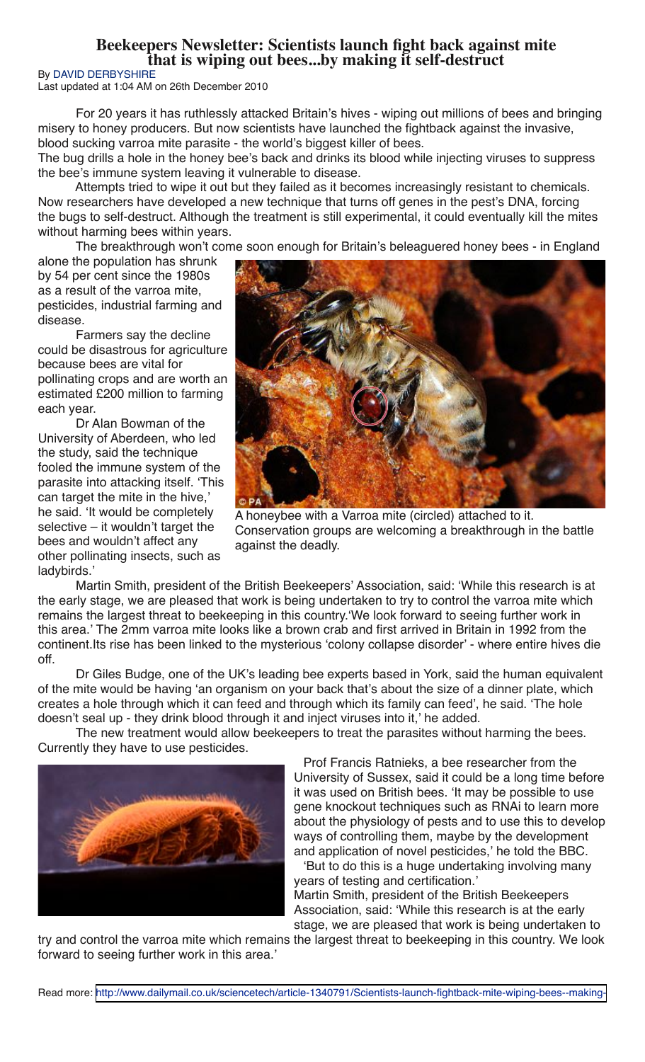# Beekeepers Newsletter: Scientists launch fight back against mite that is wiping out bees...by making it self-destruct

By DAVID DERBYSHIRE

Last updated at 1:04 AM on 26th December 2010

For 20 years it has ruthlessly attacked Britain's hives - wiping out millions of bees and bringing misery to honey producers. But now scientists have launched the fightback against the invasive, blood sucking varroa mite parasite - the world's biggest killer of bees.

The bug drills a hole in the honey bee's back and drinks its blood while injecting viruses to suppress the bee's immune system leaving it vulnerable to disease.

Attempts tried to wipe it out but they failed as it becomes increasingly resistant to chemicals. Now researchers have developed a new technique that turns off genes in the pest's DNA, forcing the bugs to self-destruct. Although the treatment is still experimental, it could eventually kill the mites without harming bees within years.

The breakthrough won't come soon enough for Britain's beleaguered honey bees - in England alone the population has shrunk by 54 per cent since the 1980s as a result of the varroa mite, pesticides, industrial farming and disease.

Farmers say the decline could be disastrous for agriculture because bees are vital for pollinating crops and are worth an estimated £200 million to farming each year.

Dr Alan Bowman of the University of Aberdeen, who led the study, said the technique fooled the immune system of the parasite into attacking itself. 'This can target the mite in the hive,' he said. 'It would be completely selective – it wouldn't target the bees and wouldn't affect any other pollinating insects, such as ladybirds.'

A honeybee with a Varroa mite (circled) attached to it. Conservation groups are welcoming a breakthrough in the battle against the deadly.

Martin Smith, president of the British Beekeepers' Association, said: 'While this research is at the early stage, we are pleased that work is being undertaken to try to control the varroa mite which remains the largest threat to beekeeping in this country.'We look forward to seeing further work in this area.' The 2mm varroa mite looks like a brown crab and first arrived in Britain in 1992 from the continent.Its rise has been linked to the mysterious 'colony collapse disorder' - where entire hives die off.

Dr Giles Budge, one of the UK's leading bee experts based in York, said the human equivalent of the mite would be having 'an organism on your back that's about the size of a dinner plate, which creates a hole through which it can feed and through which its family can feed', he said. 'The hole doesn't seal up - they drink blood through it and inject viruses into it,' he added.

The new treatment would allow beekeepers to treat the parasites without harming the bees. Currently they have to use pesticides.

Prof Francis Ratnieks, a bee researcher from the University of Sussex, said it could be a long time before it was used on British bees. 'It may be possible to use gene knockout techniques such as RNAi to learn more about the physiology of pests and to use this to develop ways of controlling them, maybe by the development and application of novel pesticides,' he told the BBC.

'But to do this is a huge undertaking involving many years of testing and certification.'

Martin Smith, president of the British Beekeepers Association, said: 'While this research is at the early stage, we are pleased that work is being undertaken to try and control the varroa mite which remains the largest threat to beekeeping in this country. We look forward to seeing further work in this area.'

Read more: http://www.dailymail.co.uk/sciencetech/article-1340791/Scientists-launch-fightback-mite-wiping-bees--making-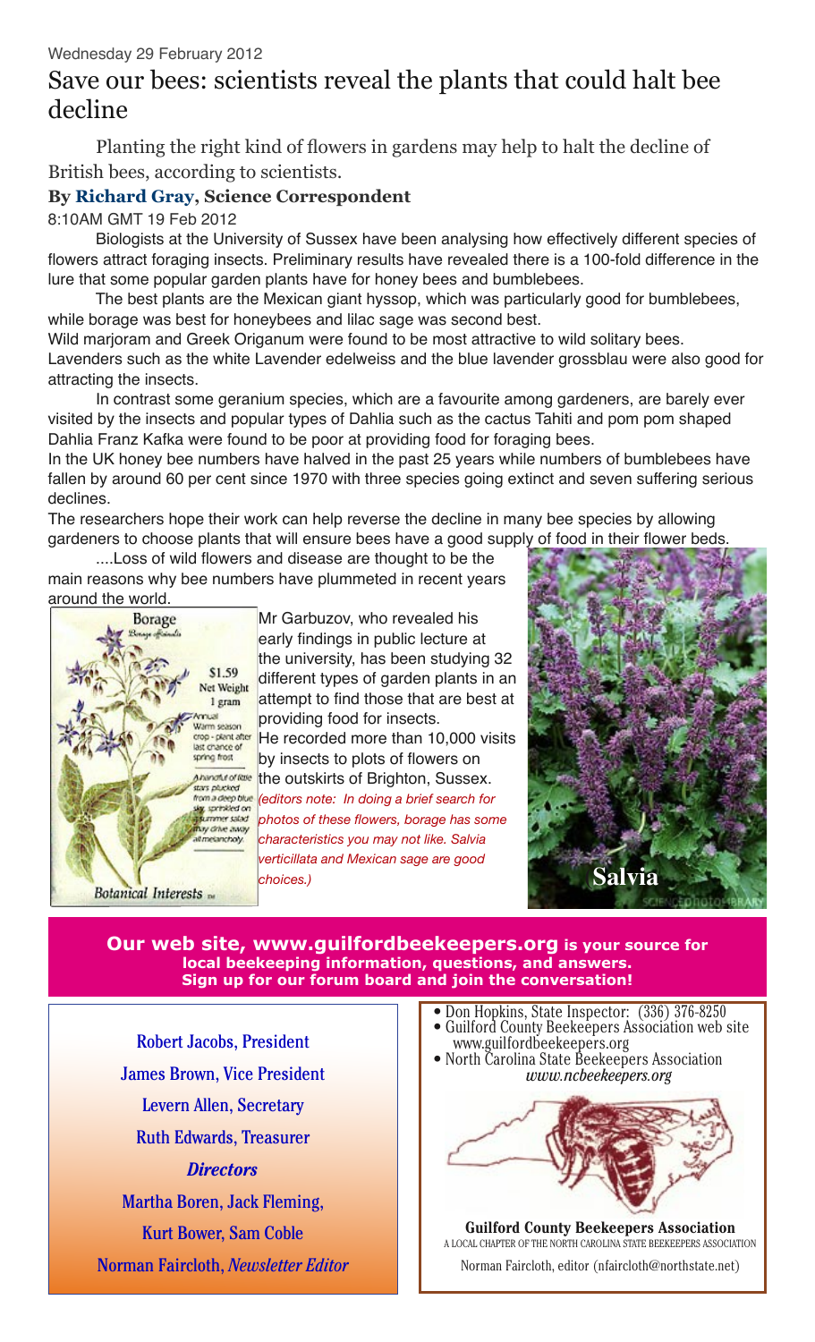Wednesday 29 February 2012

# Save our bees: scientists reveal the plants that could halt bee decline

Planting the right kind of flowers in gardens may help to halt the decline of British bees, according to scientists.

**By Richard Gray, Science Correspondent**

8:10AM GMT 19 Feb 2012

Biologists at the University of Sussex have been analysing how effectively different species of flowers attract foraging insects. Preliminary results have revealed there is a 100-fold difference in the lure that some popular garden plants have for honey bees and bumblebees.

The best plants are the Mexican giant hyssop, which was particularly good for bumblebees, while borage was best for honeybees and lilac sage was second best.

Wild marjoram and Greek Origanum were found to be most attractive to wild solitary bees. Lavenders such as the white Lavender edelweiss and the blue lavender grossblau were also good for attracting the insects.

In contrast some geranium species, which are a favourite among gardeners, are barely ever visited by the insects and popular types of Dahlia such as the cactus Tahiti and pom pom shaped Dahlia Franz Kafka were found to be poor at providing food for foraging bees.

In the UK honey bee numbers have halved in the past 25 years while numbers of bumblebees have fallen by around 60 per cent since 1970 with three species going extinct and seven suffering serious declines.

The researchers hope their work can help reverse the decline in many bee species by allowing gardeners to choose plants that will ensure bees have a good supply of food in their flower beds.

....Loss of wild flowers and disease are thought to be the main reasons why bee numbers have plummeted in recent years around the world.

Borage

*Borago officinalis*

$1.59
Net Weight
1 gram

Annual
Warm season crop - plant after last chance of spring frost

A handful of little stars plucked from a deep blue sky, sprinkled on a summer salad may drive away all melancholy.

Botanical Interests

Mr Garbuzov, who revealed his early findings in public lecture at the university, has been studying 32 different types of garden plants in an attempt to find those that are best at providing food for insects.

He recorded more than 10,000 visits by insects to plots of flowers on the outskirts of Brighton, Sussex.

*(editors note: In doing a brief search for photos of these flowers, borage has some characteristics you may not like. Salvia verticillata and Mexican sage are good choices.)*

**Salvia**

**Our web site, www.guilfordbeekeepers.org is your source for local beekeeping information, questions, and answers. Sign up for our forum board and join the conversation!**

Robert Jacobs, President

James Brown, Vice President

Levern Allen, Secretary

Ruth Edwards, Treasurer

***Directors***

Martha Boren, Jack Fleming,

Kurt Bower, Sam Coble

Norman Faircloth, *Newsletter Editor*

- Don Hopkins, State Inspector: (336) 376-8250
- Guilford County Beekeepers Association web site www.guilfordbeekeepers.org
- North Carolina State Beekeepers Association *www.ncbeekeepers.org*

**Guilford County Beekeepers Association**

A LOCAL CHAPTER OF THE NORTH CAROLINA STATE BEEKEEPERS ASSOCIATION

Norman Faircloth, editor (nfaircloth@northstate.net)